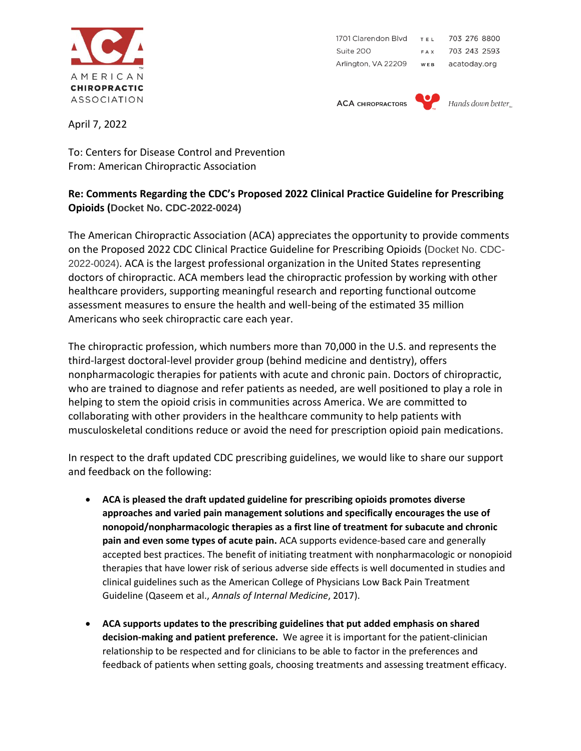AMERICAN CHIROPRACTIC ASSOCIATION

1701 Clarendon Blvd
Suite 200
Arlington, VA 22209

TEL 703 276 8800
FAX 703 243 2593
WEB acatoday.org

ACA CHIROPRACTORS — *Hands down better*

April 7, 2022

To: Centers for Disease Control and Prevention
From: American Chiropractic Association

**Re: Comments Regarding the CDC's Proposed 2022 Clinical Practice Guideline for Prescribing Opioids (Docket No. CDC-2022-0024)**

The American Chiropractic Association (ACA) appreciates the opportunity to provide comments on the Proposed 2022 CDC Clinical Practice Guideline for Prescribing Opioids (Docket No. CDC-2022-0024). ACA is the largest professional organization in the United States representing doctors of chiropractic. ACA members lead the chiropractic profession by working with other healthcare providers, supporting meaningful research and reporting functional outcome assessment measures to ensure the health and well-being of the estimated 35 million Americans who seek chiropractic care each year.

The chiropractic profession, which numbers more than 70,000 in the U.S. and represents the third-largest doctoral-level provider group (behind medicine and dentistry), offers nonpharmacologic therapies for patients with acute and chronic pain. Doctors of chiropractic, who are trained to diagnose and refer patients as needed, are well positioned to play a role in helping to stem the opioid crisis in communities across America. We are committed to collaborating with other providers in the healthcare community to help patients with musculoskeletal conditions reduce or avoid the need for prescription opioid pain medications.

In respect to the draft updated CDC prescribing guidelines, we would like to share our support and feedback on the following:

- **ACA is pleased the draft updated guideline for prescribing opioids promotes diverse approaches and varied pain management solutions and specifically encourages the use of nonopoid/nonpharmacologic therapies as a first line of treatment for subacute and chronic pain and even some types of acute pain.** ACA supports evidence-based care and generally accepted best practices. The benefit of initiating treatment with nonpharmacologic or nonopioid therapies that have lower risk of serious adverse side effects is well documented in studies and clinical guidelines such as the American College of Physicians Low Back Pain Treatment Guideline (Qaseem et al., *Annals of Internal Medicine*, 2017).

- **ACA supports updates to the prescribing guidelines that put added emphasis on shared decision-making and patient preference.** We agree it is important for the patient-clinician relationship to be respected and for clinicians to be able to factor in the preferences and feedback of patients when setting goals, choosing treatments and assessing treatment efficacy.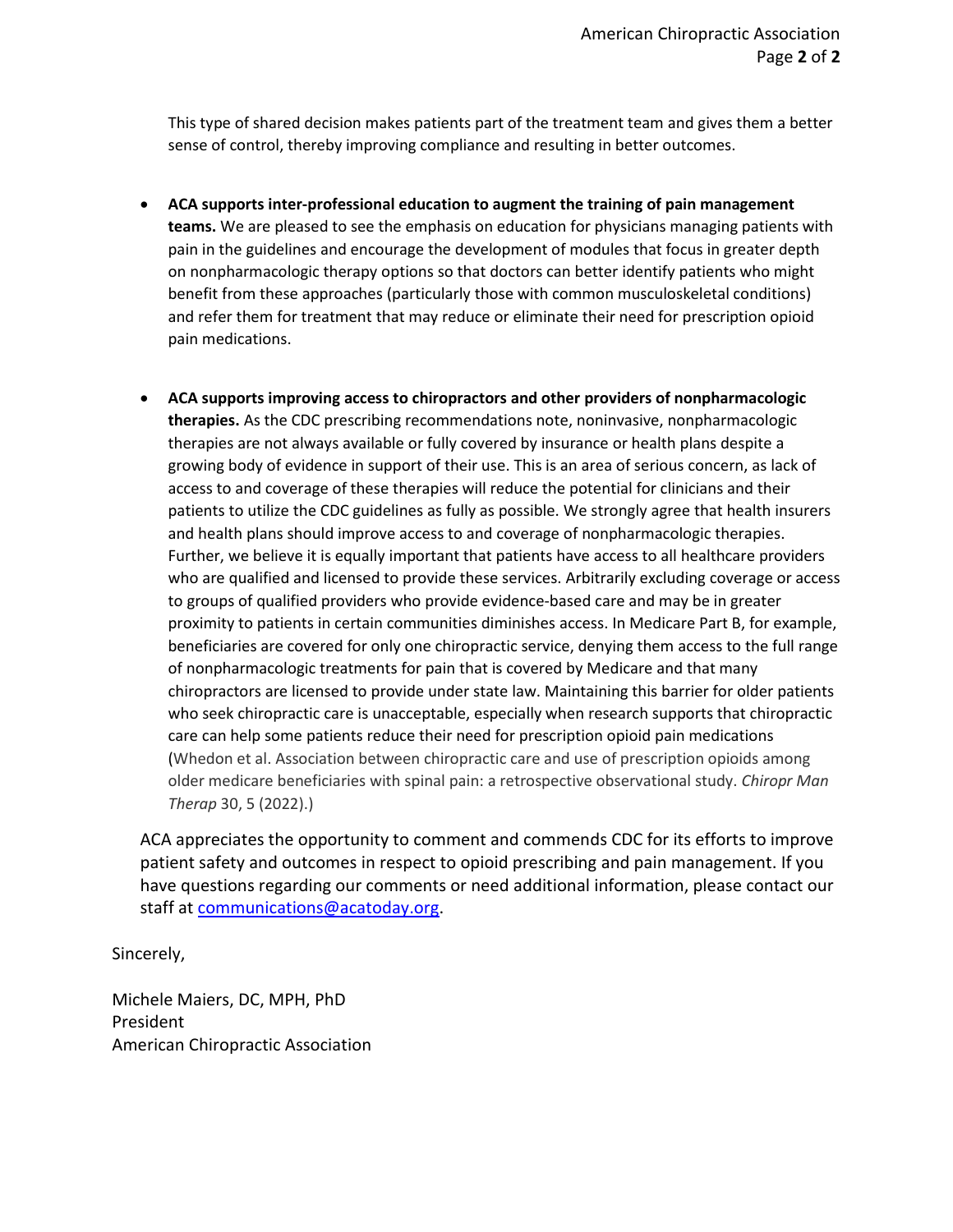This type of shared decision makes patients part of the treatment team and gives them a better sense of control, thereby improving compliance and resulting in better outcomes.

- **ACA supports inter-professional education to augment the training of pain management teams.** We are pleased to see the emphasis on education for physicians managing patients with pain in the guidelines and encourage the development of modules that focus in greater depth on nonpharmacologic therapy options so that doctors can better identify patients who might benefit from these approaches (particularly those with common musculoskeletal conditions) and refer them for treatment that may reduce or eliminate their need for prescription opioid pain medications.

- **ACA supports improving access to chiropractors and other providers of nonpharmacologic therapies.** As the CDC prescribing recommendations note, noninvasive, nonpharmacologic therapies are not always available or fully covered by insurance or health plans despite a growing body of evidence in support of their use. This is an area of serious concern, as lack of access to and coverage of these therapies will reduce the potential for clinicians and their patients to utilize the CDC guidelines as fully as possible. We strongly agree that health insurers and health plans should improve access to and coverage of nonpharmacologic therapies. Further, we believe it is equally important that patients have access to all healthcare providers who are qualified and licensed to provide these services. Arbitrarily excluding coverage or access to groups of qualified providers who provide evidence-based care and may be in greater proximity to patients in certain communities diminishes access. In Medicare Part B, for example, beneficiaries are covered for only one chiropractic service, denying them access to the full range of nonpharmacologic treatments for pain that is covered by Medicare and that many chiropractors are licensed to provide under state law. Maintaining this barrier for older patients who seek chiropractic care is unacceptable, especially when research supports that chiropractic care can help some patients reduce their need for prescription opioid pain medications (Whedon et al. Association between chiropractic care and use of prescription opioids among older medicare beneficiaries with spinal pain: a retrospective observational study. *Chiropr Man Therap* 30, 5 (2022).)

ACA appreciates the opportunity to comment and commends CDC for its efforts to improve patient safety and outcomes in respect to opioid prescribing and pain management. If you have questions regarding our comments or need additional information, please contact our staff at communications@acatoday.org.

Sincerely,

Michele Maiers, DC, MPH, PhD
President
American Chiropractic Association